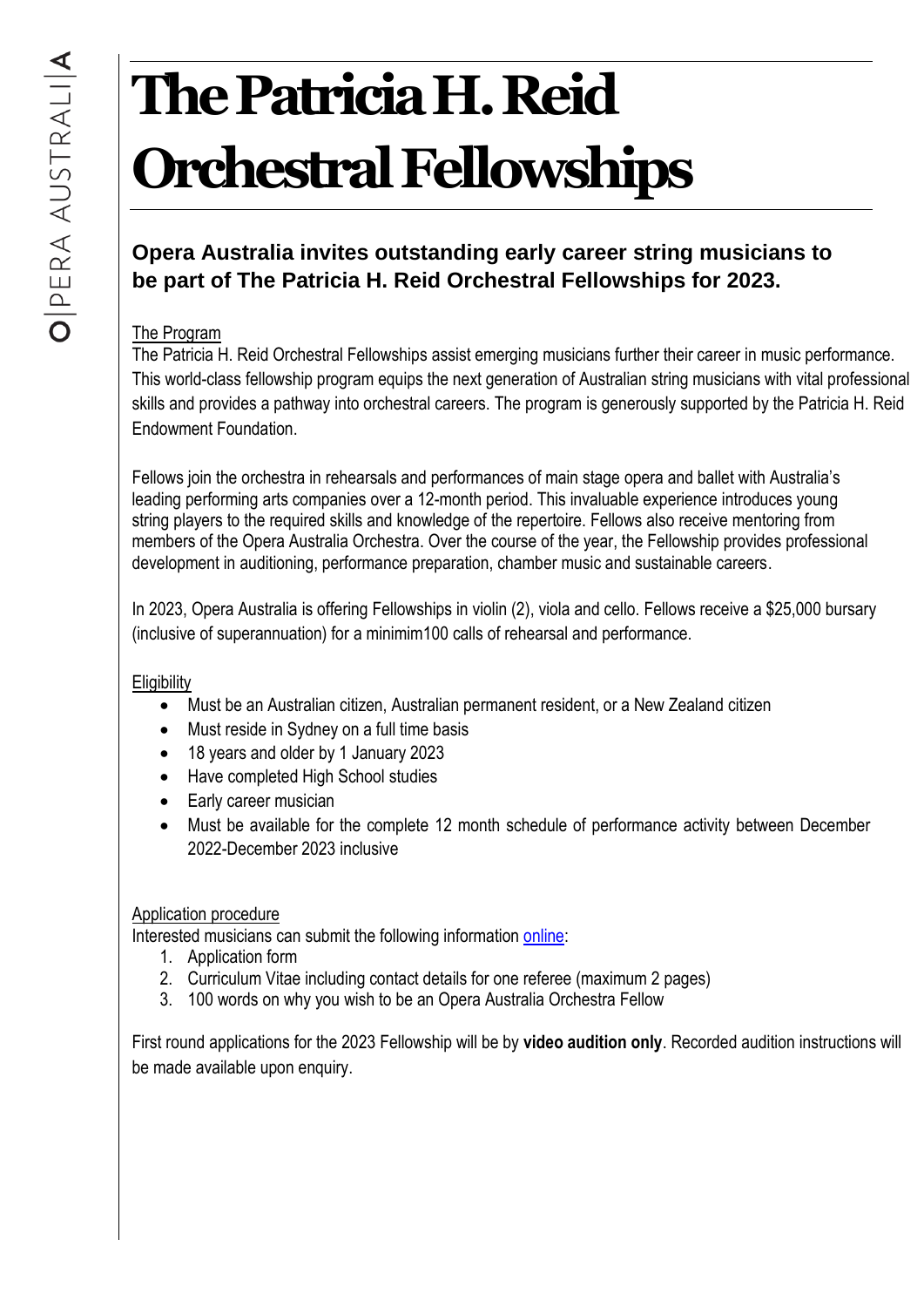# The Patricia H. Reid Orchestral Fellowships

**Opera Australia invites outstanding early career string musicians to be part of The Patricia H. Reid Orchestral Fellowships for 2023.**

The Program

The Patricia H. Reid Orchestral Fellowships assist emerging musicians further their career in music performance. This world-class fellowship program equips the next generation of Australian string musicians with vital professional skills and provides a pathway into orchestral careers. The program is generously supported by the Patricia H. Reid Endowment Foundation.

Fellows join the orchestra in rehearsals and performances of main stage opera and ballet with Australia's leading performing arts companies over a 12-month period. This invaluable experience introduces young string players to the required skills and knowledge of the repertoire. Fellows also receive mentoring from members of the Opera Australia Orchestra. Over the course of the year, the Fellowship provides professional development in auditioning, performance preparation, chamber music and sustainable careers.

In 2023, Opera Australia is offering Fellowships in violin (2), viola and cello. Fellows receive a $25,000 bursary (inclusive of superannuation) for a minimim100 calls of rehearsal and performance.

Eligibility

- Must be an Australian citizen, Australian permanent resident, or a New Zealand citizen
- Must reside in Sydney on a full time basis
- 18 years and older by 1 January 2023
- Have completed High School studies
- Early career musician
- Must be available for the complete 12 month schedule of performance activity between December 2022-December 2023 inclusive

Application procedure

Interested musicians can submit the following information online:

1. Application form
2. Curriculum Vitae including contact details for one referee (maximum 2 pages)
3. 100 words on why you wish to be an Opera Australia Orchestra Fellow

First round applications for the 2023 Fellowship will be by **video audition only**. Recorded audition instructions will be made available upon enquiry.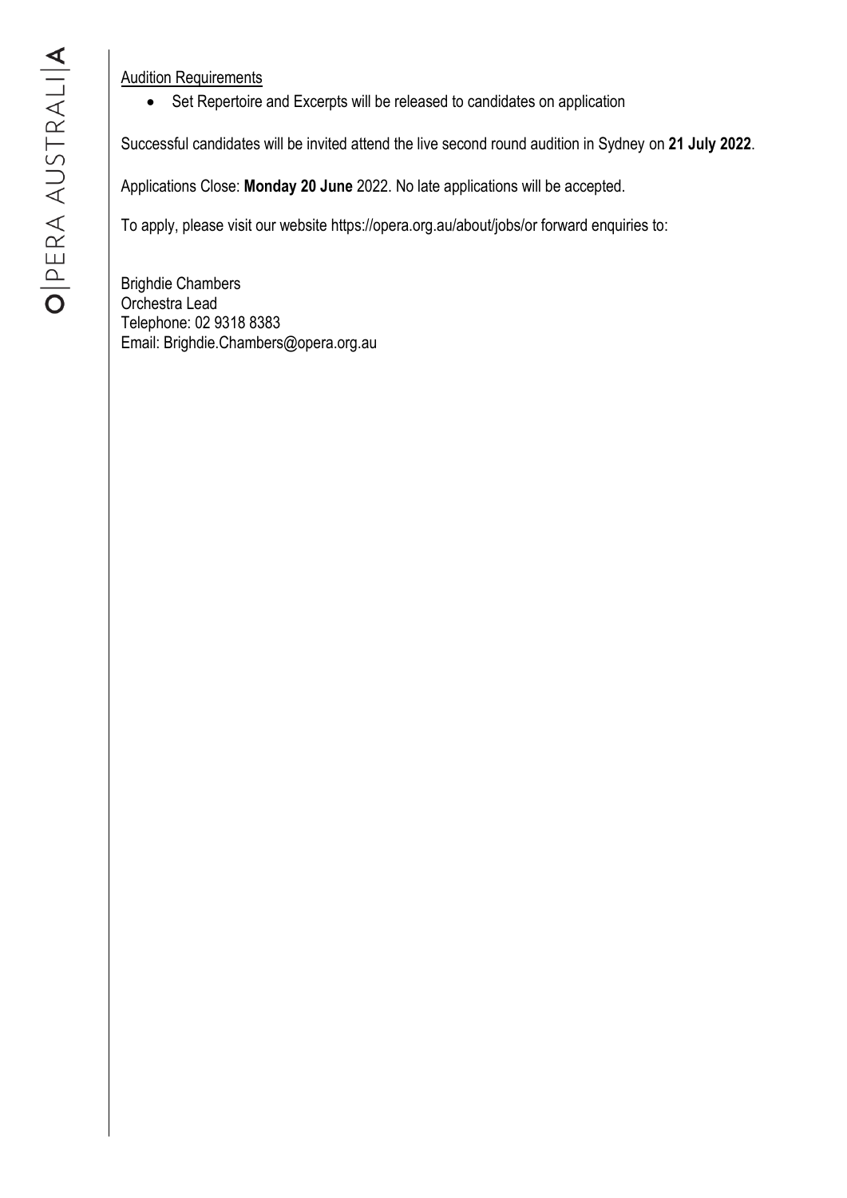Audition Requirements

- Set Repertoire and Excerpts will be released to candidates on application

Successful candidates will be invited attend the live second round audition in Sydney on **21 July 2022**.

Applications Close: **Monday 20 June** 2022. No late applications will be accepted.

To apply, please visit our website https://opera.org.au/about/jobs/or forward enquiries to:

Brighdie Chambers
Orchestra Lead
Telephone: 02 9318 8383
Email: Brighdie.Chambers@opera.org.au